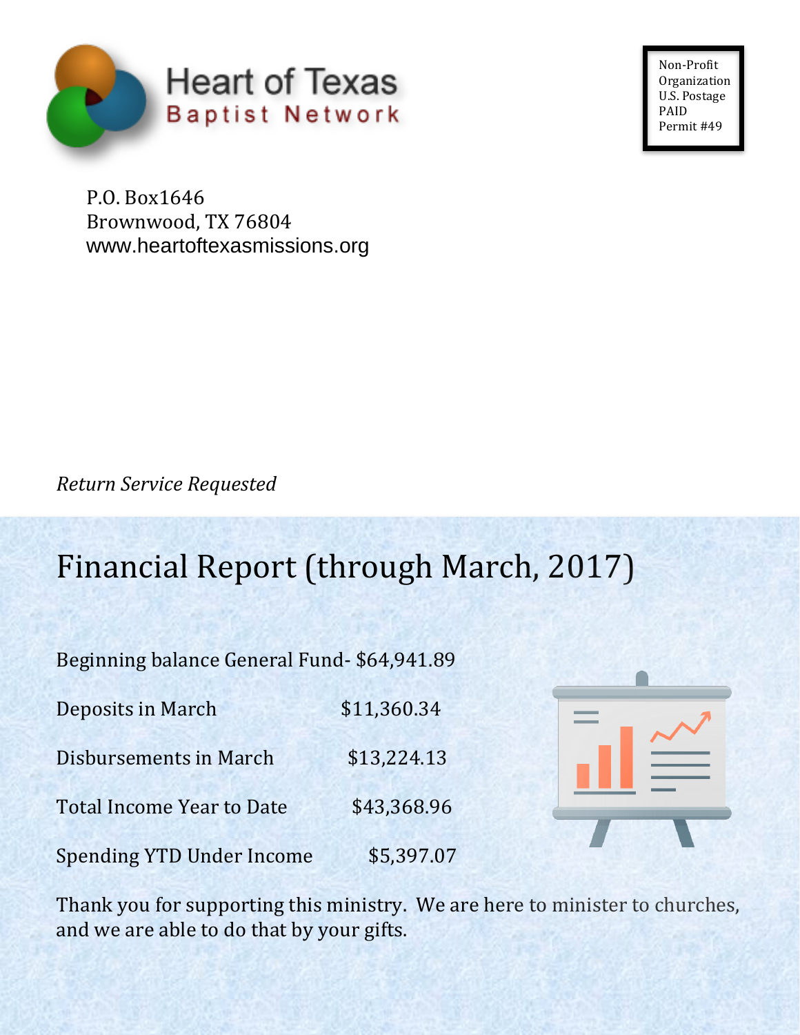Heart of Texas
Baptist Network

Non-Profit
Organization
U.S. Postage
PAID
Permit #49

P.O. Box1646
Brownwood, TX 76804
www.heartoftexasmissions.org

*Return Service Requested*

# Financial Report (through March, 2017)

Beginning balance General Fund- $64,941.89

| | |
|---|---|
| Deposits in March | $11,360.34 |
| Disbursements in March | $13,224.13 |
| Total Income Year to Date | $43,368.96 |
| Spending YTD Under Income | $5,397.07 |

Thank you for supporting this ministry. We are here to minister to churches, and we are able to do that by your gifts.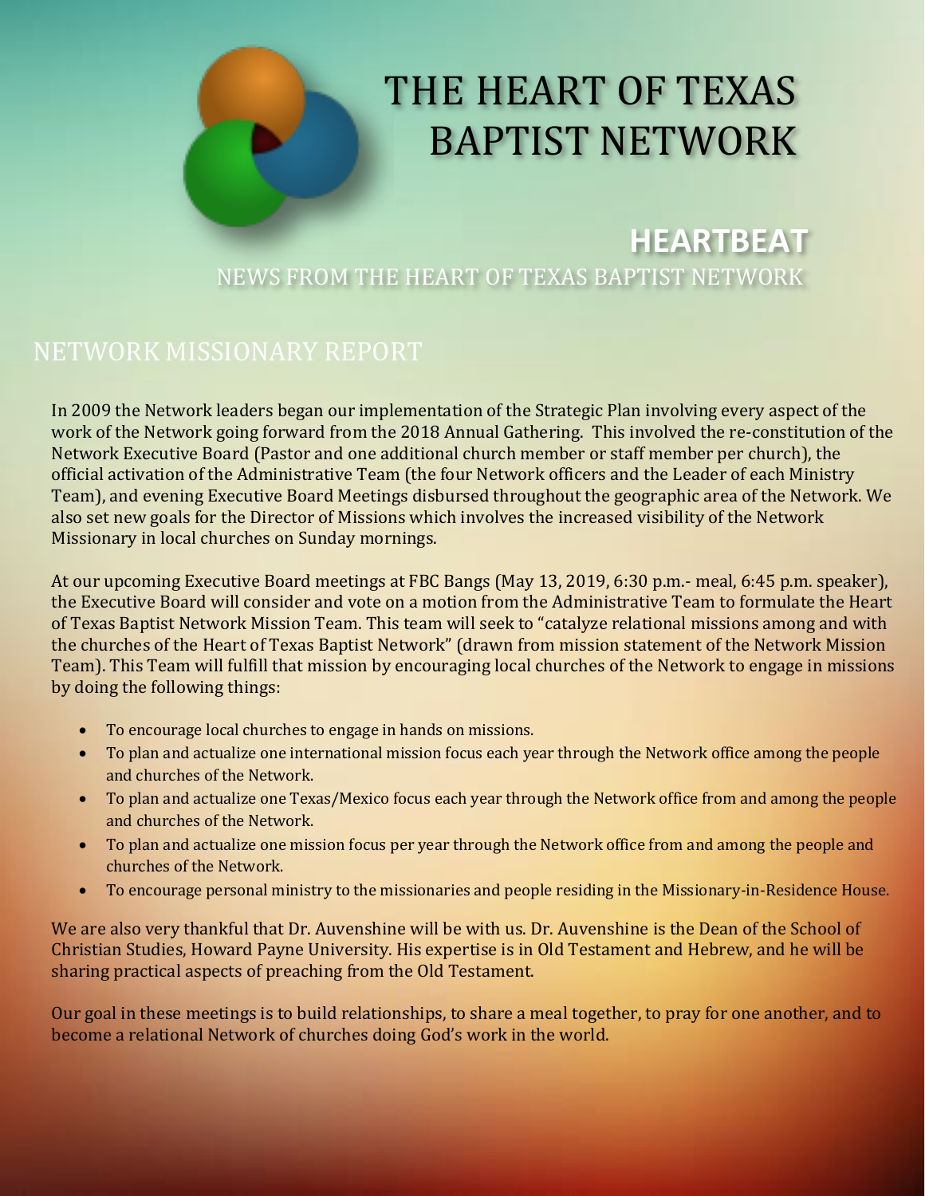# THE HEART OF TEXAS BAPTIST NETWORK

## HEARTBEAT

NEWS FROM THE HEART OF TEXAS BAPTIST NETWORK

## NETWORK MISSIONARY REPORT

In 2009 the Network leaders began our implementation of the Strategic Plan involving every aspect of the work of the Network going forward from the 2018 Annual Gathering. This involved the re-constitution of the Network Executive Board (Pastor and one additional church member or staff member per church), the official activation of the Administrative Team (the four Network officers and the Leader of each Ministry Team), and evening Executive Board Meetings disbursed throughout the geographic area of the Network. We also set new goals for the Director of Missions which involves the increased visibility of the Network Missionary in local churches on Sunday mornings.

At our upcoming Executive Board meetings at FBC Bangs (May 13, 2019, 6:30 p.m.- meal, 6:45 p.m. speaker), the Executive Board will consider and vote on a motion from the Administrative Team to formulate the Heart of Texas Baptist Network Mission Team. This team will seek to "catalyze relational missions among and with the churches of the Heart of Texas Baptist Network" (drawn from mission statement of the Network Mission Team). This Team will fulfill that mission by encouraging local churches of the Network to engage in missions by doing the following things:

- To encourage local churches to engage in hands on missions.
- To plan and actualize one international mission focus each year through the Network office among the people and churches of the Network.
- To plan and actualize one Texas/Mexico focus each year through the Network office from and among the people and churches of the Network.
- To plan and actualize one mission focus per year through the Network office from and among the people and churches of the Network.
- To encourage personal ministry to the missionaries and people residing in the Missionary-in-Residence House.

We are also very thankful that Dr. Auvenshine will be with us. Dr. Auvenshine is the Dean of the School of Christian Studies, Howard Payne University. His expertise is in Old Testament and Hebrew, and he will be sharing practical aspects of preaching from the Old Testament.

Our goal in these meetings is to build relationships, to share a meal together, to pray for one another, and to become a relational Network of churches doing God's work in the world.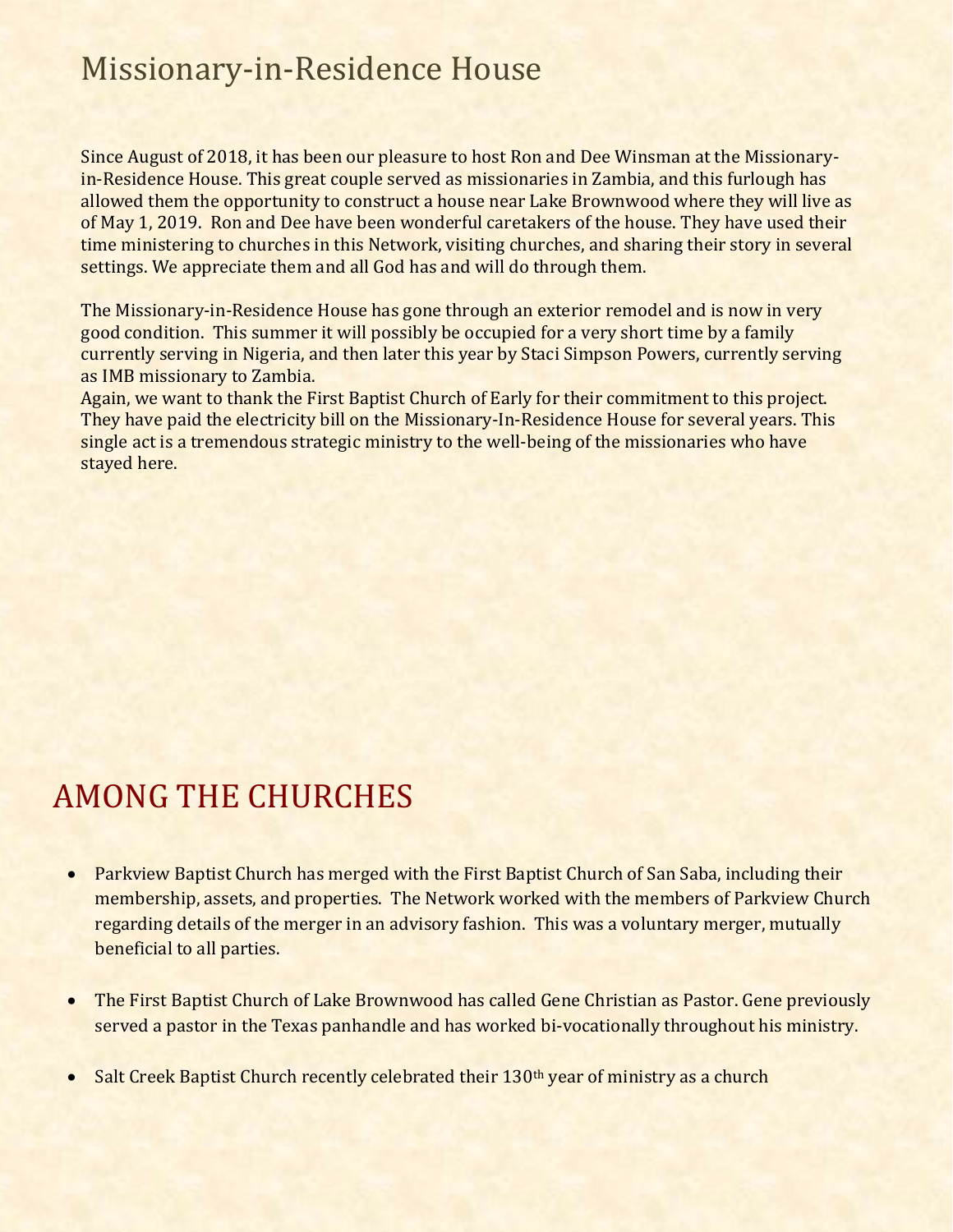# Missionary-in-Residence House

Since August of 2018, it has been our pleasure to host Ron and Dee Winsman at the Missionary-in-Residence House. This great couple served as missionaries in Zambia, and this furlough has allowed them the opportunity to construct a house near Lake Brownwood where they will live as of May 1, 2019. Ron and Dee have been wonderful caretakers of the house. They have used their time ministering to churches in this Network, visiting churches, and sharing their story in several settings. We appreciate them and all God has and will do through them.

The Missionary-in-Residence House has gone through an exterior remodel and is now in very good condition. This summer it will possibly be occupied for a very short time by a family currently serving in Nigeria, and then later this year by Staci Simpson Powers, currently serving as IMB missionary to Zambia.
Again, we want to thank the First Baptist Church of Early for their commitment to this project. They have paid the electricity bill on the Missionary-In-Residence House for several years. This single act is a tremendous strategic ministry to the well-being of the missionaries who have stayed here.

# AMONG THE CHURCHES

- Parkview Baptist Church has merged with the First Baptist Church of San Saba, including their membership, assets, and properties. The Network worked with the members of Parkview Church regarding details of the merger in an advisory fashion. This was a voluntary merger, mutually beneficial to all parties.
- The First Baptist Church of Lake Brownwood has called Gene Christian as Pastor. Gene previously served a pastor in the Texas panhandle and has worked bi-vocationally throughout his ministry.
- Salt Creek Baptist Church recently celebrated their 130th year of ministry as a church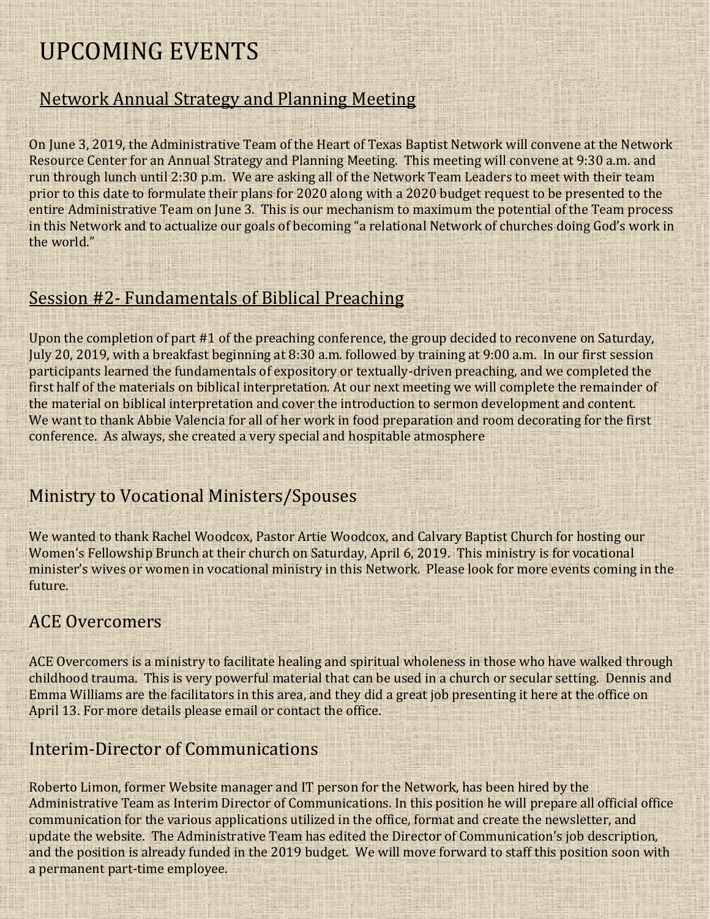# UPCOMING EVENTS

## Network Annual Strategy and Planning Meeting

On June 3, 2019, the Administrative Team of the Heart of Texas Baptist Network will convene at the Network Resource Center for an Annual Strategy and Planning Meeting. This meeting will convene at 9:30 a.m. and run through lunch until 2:30 p.m. We are asking all of the Network Team Leaders to meet with their team prior to this date to formulate their plans for 2020 along with a 2020 budget request to be presented to the entire Administrative Team on June 3. This is our mechanism to maximum the potential of the Team process in this Network and to actualize our goals of becoming "a relational Network of churches doing God's work in the world."

## Session #2- Fundamentals of Biblical Preaching

Upon the completion of part #1 of the preaching conference, the group decided to reconvene on Saturday, July 20, 2019, with a breakfast beginning at 8:30 a.m. followed by training at 9:00 a.m. In our first session participants learned the fundamentals of expository or textually-driven preaching, and we completed the first half of the materials on biblical interpretation. At our next meeting we will complete the remainder of the material on biblical interpretation and cover the introduction to sermon development and content. We want to thank Abbie Valencia for all of her work in food preparation and room decorating for the first conference. As always, she created a very special and hospitable atmosphere

## Ministry to Vocational Ministers/Spouses

We wanted to thank Rachel Woodcox, Pastor Artie Woodcox, and Calvary Baptist Church for hosting our Women's Fellowship Brunch at their church on Saturday, April 6, 2019. This ministry is for vocational minister's wives or women in vocational ministry in this Network. Please look for more events coming in the future.

## ACE Overcomers

ACE Overcomers is a ministry to facilitate healing and spiritual wholeness in those who have walked through childhood trauma. This is very powerful material that can be used in a church or secular setting. Dennis and Emma Williams are the facilitators in this area, and they did a great job presenting it here at the office on April 13. For more details please email or contact the office.

## Interim-Director of Communications

Roberto Limon, former Website manager and IT person for the Network, has been hired by the Administrative Team as Interim Director of Communications. In this position he will prepare all official office communication for the various applications utilized in the office, format and create the newsletter, and update the website. The Administrative Team has edited the Director of Communication's job description, and the position is already funded in the 2019 budget. We will move forward to staff this position soon with a permanent part-time employee.